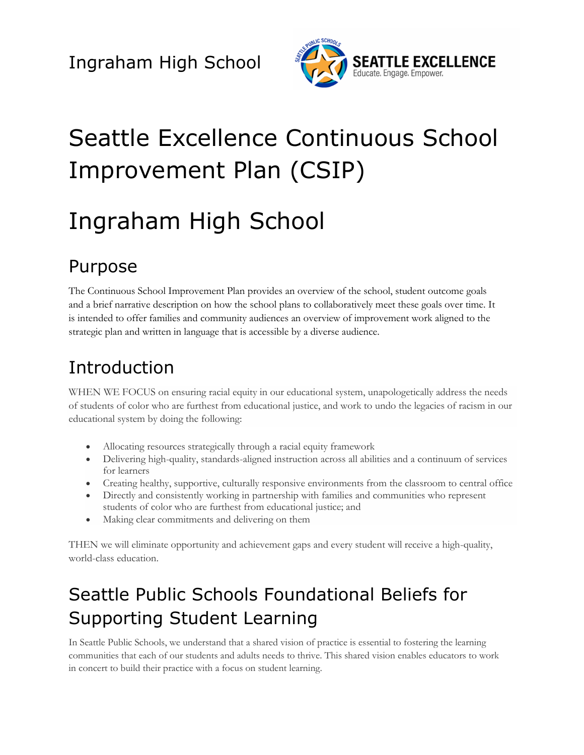Ingraham High School

# Seattle Excellence Continuous School Improvement Plan (CSIP)

# Ingraham High School

## Purpose

The Continuous School Improvement Plan provides an overview of the school, student outcome goals and a brief narrative description on how the school plans to collaboratively meet these goals over time. It is intended to offer families and community audiences an overview of improvement work aligned to the strategic plan and written in language that is accessible by a diverse audience.

## Introduction

WHEN WE FOCUS on ensuring racial equity in our educational system, unapologetically address the needs of students of color who are furthest from educational justice, and work to undo the legacies of racism in our educational system by doing the following:

- Allocating resources strategically through a racial equity framework
- Delivering high-quality, standards-aligned instruction across all abilities and a continuum of services for learners
- Creating healthy, supportive, culturally responsive environments from the classroom to central office
- Directly and consistently working in partnership with families and communities who represent students of color who are furthest from educational justice; and
- Making clear commitments and delivering on them

THEN we will eliminate opportunity and achievement gaps and every student will receive a high-quality, world-class education.

## Seattle Public Schools Foundational Beliefs for Supporting Student Learning

In Seattle Public Schools, we understand that a shared vision of practice is essential to fostering the learning communities that each of our students and adults needs to thrive. This shared vision enables educators to work in concert to build their practice with a focus on student learning.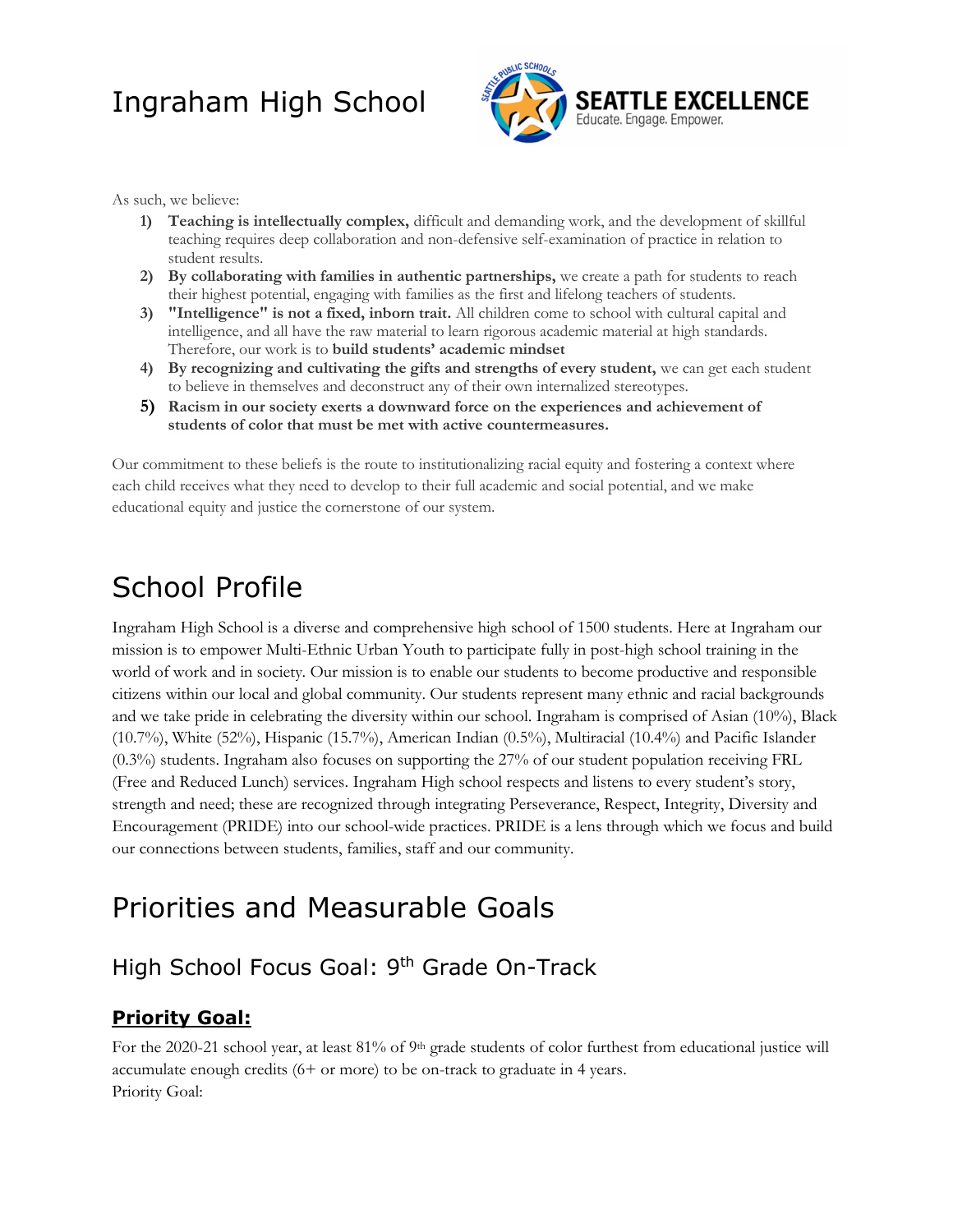# Ingraham High School

As such, we believe:

1) **Teaching is intellectually complex,** difficult and demanding work, and the development of skillful teaching requires deep collaboration and non-defensive self-examination of practice in relation to student results.
2) **By collaborating with families in authentic partnerships,** we create a path for students to reach their highest potential, engaging with families as the first and lifelong teachers of students.
3) **"Intelligence" is not a fixed, inborn trait.** All children come to school with cultural capital and intelligence, and all have the raw material to learn rigorous academic material at high standards. Therefore, our work is to **build students' academic mindset**
4) **By recognizing and cultivating the gifts and strengths of every student,** we can get each student to believe in themselves and deconstruct any of their own internalized stereotypes.
5) **Racism in our society exerts a downward force on the experiences and achievement of students of color that must be met with active countermeasures.**

Our commitment to these beliefs is the route to institutionalizing racial equity and fostering a context where each child receives what they need to develop to their full academic and social potential, and we make educational equity and justice the cornerstone of our system.

# School Profile

Ingraham High School is a diverse and comprehensive high school of 1500 students. Here at Ingraham our mission is to empower Multi-Ethnic Urban Youth to participate fully in post-high school training in the world of work and in society. Our mission is to enable our students to become productive and responsible citizens within our local and global community. Our students represent many ethnic and racial backgrounds and we take pride in celebrating the diversity within our school. Ingraham is comprised of Asian (10%), Black (10.7%), White (52%), Hispanic (15.7%), American Indian (0.5%), Multiracial (10.4%) and Pacific Islander (0.3%) students. Ingraham also focuses on supporting the 27% of our student population receiving FRL (Free and Reduced Lunch) services. Ingraham High school respects and listens to every student's story, strength and need; these are recognized through integrating Perseverance, Respect, Integrity, Diversity and Encouragement (PRIDE) into our school-wide practices. PRIDE is a lens through which we focus and build our connections between students, families, staff and our community.

# Priorities and Measurable Goals

## High School Focus Goal: 9th Grade On-Track

### Priority Goal:

For the 2020-21 school year, at least 81% of 9th grade students of color furthest from educational justice will accumulate enough credits (6+ or more) to be on-track to graduate in 4 years.

Priority Goal: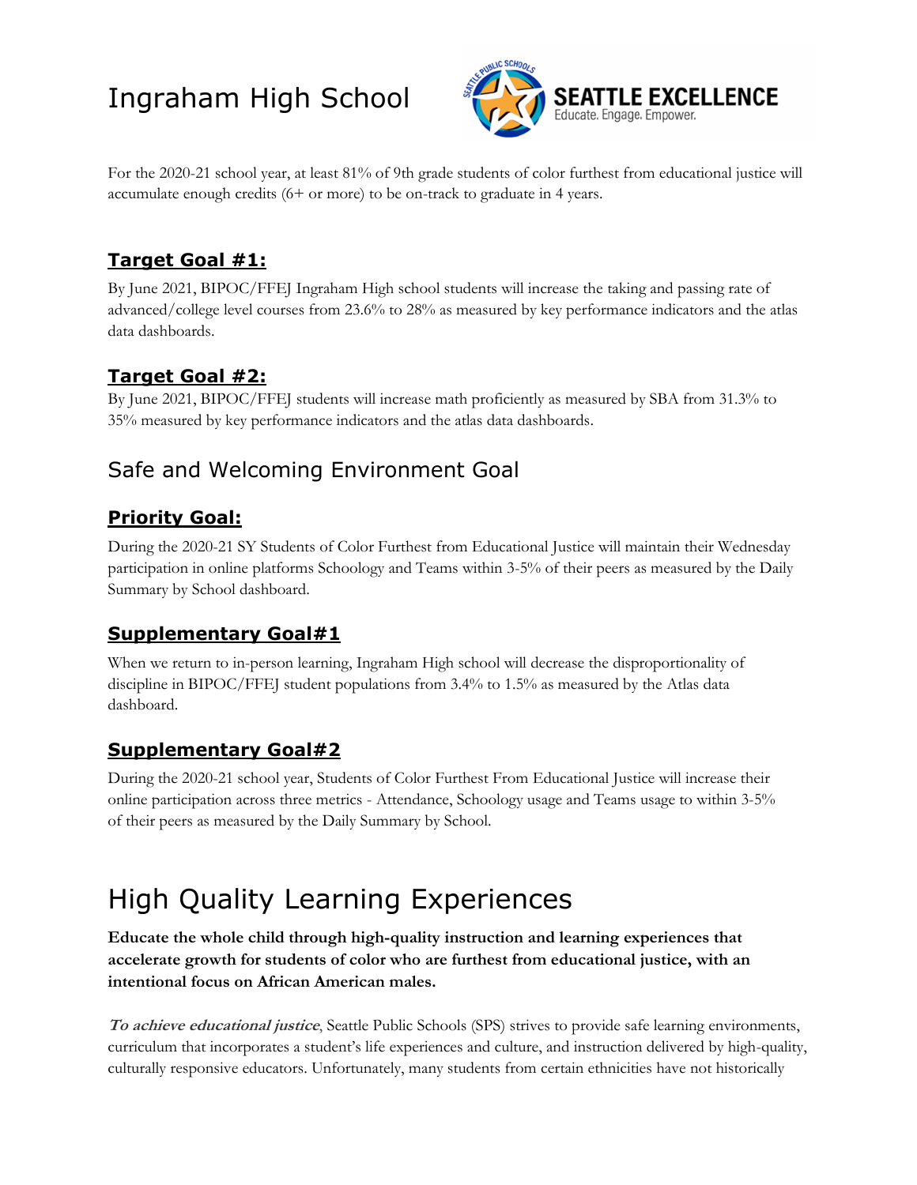# Ingraham High School

For the 2020-21 school year, at least 81% of 9th grade students of color furthest from educational justice will accumulate enough credits (6+ or more) to be on-track to graduate in 4 years.

### Target Goal #1:

By June 2021, BIPOC/FFEJ Ingraham High school students will increase the taking and passing rate of advanced/college level courses from 23.6% to 28% as measured by key performance indicators and the atlas data dashboards.

### Target Goal #2:

By June 2021, BIPOC/FFEJ students will increase math proficiently as measured by SBA from 31.3% to 35% measured by key performance indicators and the atlas data dashboards.

## Safe and Welcoming Environment Goal

### Priority Goal:

During the 2020-21 SY Students of Color Furthest from Educational Justice will maintain their Wednesday participation in online platforms Schoology and Teams within 3-5% of their peers as measured by the Daily Summary by School dashboard.

### Supplementary Goal#1

When we return to in-person learning, Ingraham High school will decrease the disproportionality of discipline in BIPOC/FFEJ student populations from 3.4% to 1.5% as measured by the Atlas data dashboard.

### Supplementary Goal#2

During the 2020-21 school year, Students of Color Furthest From Educational Justice will increase their online participation across three metrics - Attendance, Schoology usage and Teams usage to within 3-5% of their peers as measured by the Daily Summary by School.

# High Quality Learning Experiences

**Educate the whole child through high-quality instruction and learning experiences that accelerate growth for students of color who are furthest from educational justice, with an intentional focus on African American males.**

***To achieve educational justice***, Seattle Public Schools (SPS) strives to provide safe learning environments, curriculum that incorporates a student's life experiences and culture, and instruction delivered by high-quality, culturally responsive educators. Unfortunately, many students from certain ethnicities have not historically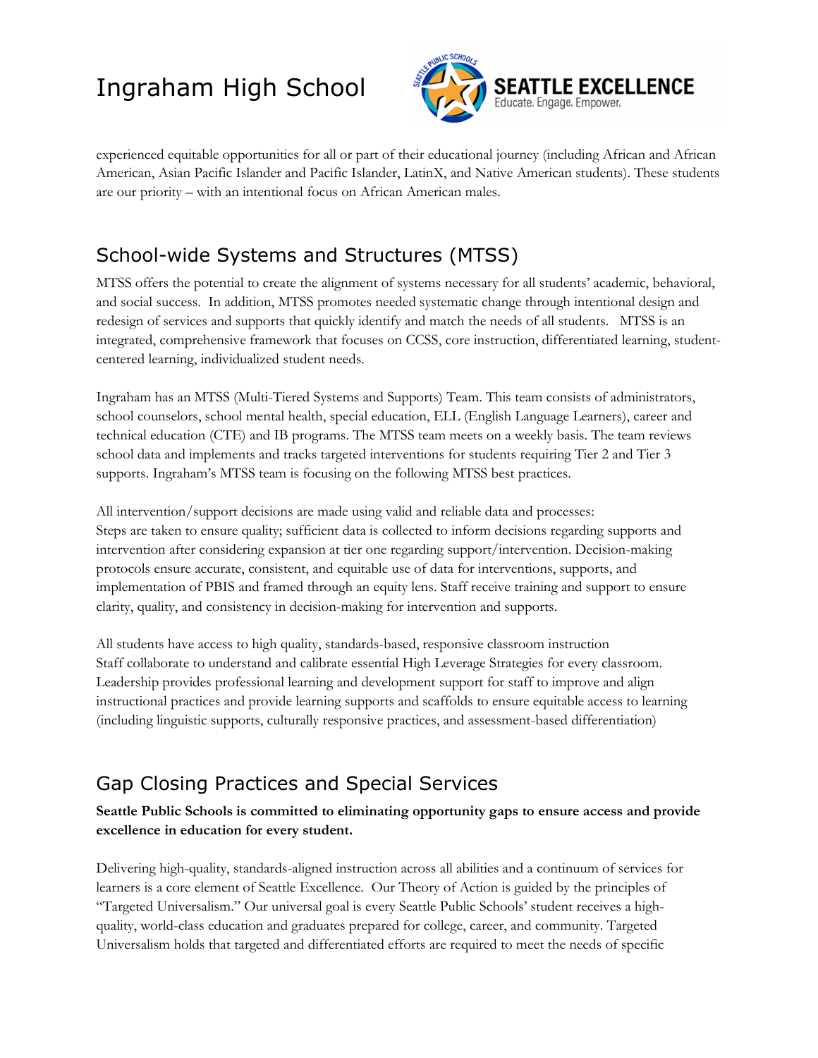experienced equitable opportunities for all or part of their educational journey (including African and African American, Asian Pacific Islander and Pacific Islander, LatinX, and Native American students). These students are our priority – with an intentional focus on African American males.

## School-wide Systems and Structures (MTSS)

MTSS offers the potential to create the alignment of systems necessary for all students' academic, behavioral, and social success. In addition, MTSS promotes needed systematic change through intentional design and redesign of services and supports that quickly identify and match the needs of all students. MTSS is an integrated, comprehensive framework that focuses on CCSS, core instruction, differentiated learning, student-centered learning, individualized student needs.

Ingraham has an MTSS (Multi-Tiered Systems and Supports) Team. This team consists of administrators, school counselors, school mental health, special education, ELL (English Language Learners), career and technical education (CTE) and IB programs. The MTSS team meets on a weekly basis. The team reviews school data and implements and tracks targeted interventions for students requiring Tier 2 and Tier 3 supports. Ingraham's MTSS team is focusing on the following MTSS best practices.

All intervention/support decisions are made using valid and reliable data and processes:
Steps are taken to ensure quality; sufficient data is collected to inform decisions regarding supports and intervention after considering expansion at tier one regarding support/intervention. Decision-making protocols ensure accurate, consistent, and equitable use of data for interventions, supports, and implementation of PBIS and framed through an equity lens. Staff receive training and support to ensure clarity, quality, and consistency in decision-making for intervention and supports.

All students have access to high quality, standards-based, responsive classroom instruction
Staff collaborate to understand and calibrate essential High Leverage Strategies for every classroom. Leadership provides professional learning and development support for staff to improve and align instructional practices and provide learning supports and scaffolds to ensure equitable access to learning (including linguistic supports, culturally responsive practices, and assessment-based differentiation)

## Gap Closing Practices and Special Services

**Seattle Public Schools is committed to eliminating opportunity gaps to ensure access and provide excellence in education for every student.**

Delivering high-quality, standards-aligned instruction across all abilities and a continuum of services for learners is a core element of Seattle Excellence. Our Theory of Action is guided by the principles of "Targeted Universalism." Our universal goal is every Seattle Public Schools' student receives a high-quality, world-class education and graduates prepared for college, career, and community. Targeted Universalism holds that targeted and differentiated efforts are required to meet the needs of specific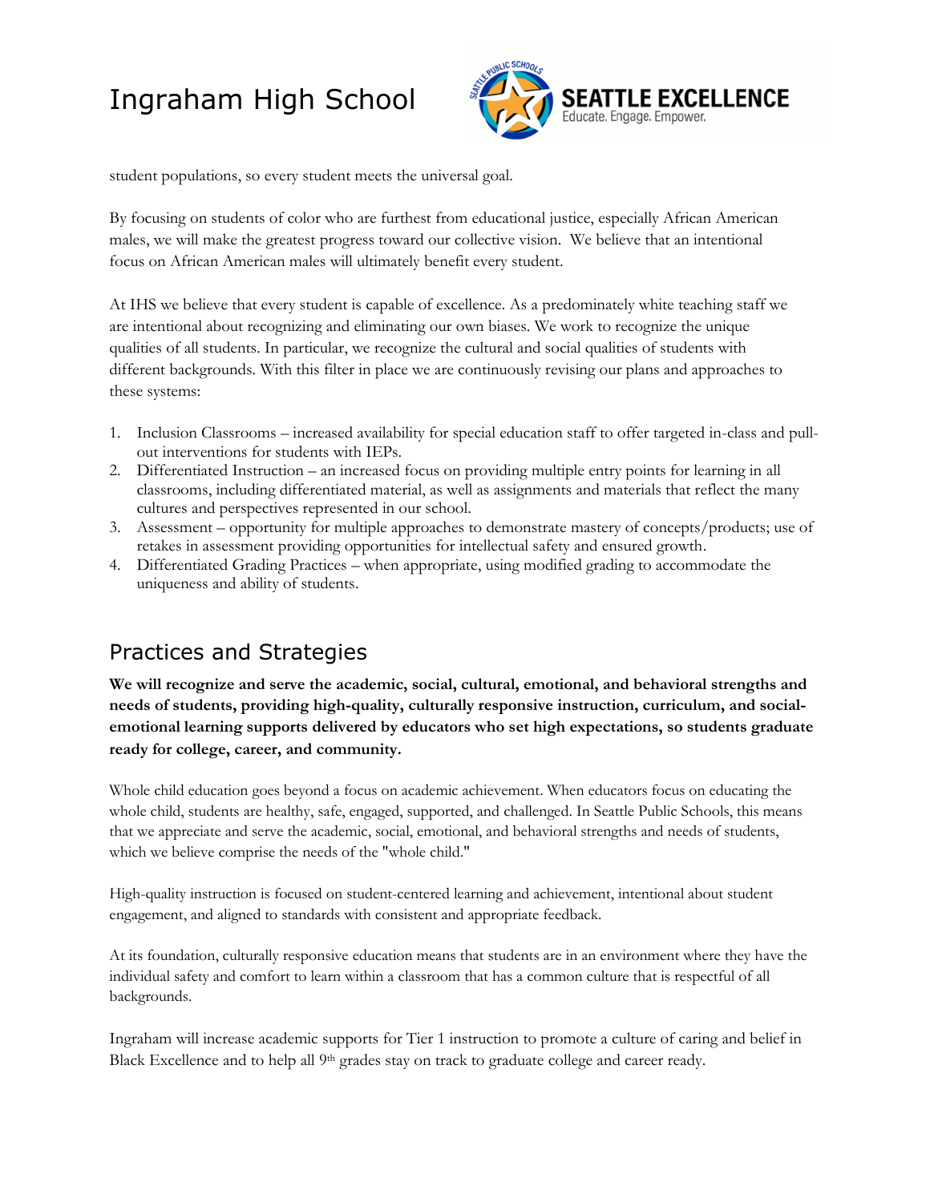student populations, so every student meets the universal goal.

By focusing on students of color who are furthest from educational justice, especially African American males, we will make the greatest progress toward our collective vision. We believe that an intentional focus on African American males will ultimately benefit every student.

At IHS we believe that every student is capable of excellence. As a predominately white teaching staff we are intentional about recognizing and eliminating our own biases. We work to recognize the unique qualities of all students. In particular, we recognize the cultural and social qualities of students with different backgrounds. With this filter in place we are continuously revising our plans and approaches to these systems:

1. Inclusion Classrooms – increased availability for special education staff to offer targeted in-class and pull-out interventions for students with IEPs.
2. Differentiated Instruction – an increased focus on providing multiple entry points for learning in all classrooms, including differentiated material, as well as assignments and materials that reflect the many cultures and perspectives represented in our school.
3. Assessment – opportunity for multiple approaches to demonstrate mastery of concepts/products; use of retakes in assessment providing opportunities for intellectual safety and ensured growth.
4. Differentiated Grading Practices – when appropriate, using modified grading to accommodate the uniqueness and ability of students.

## Practices and Strategies

**We will recognize and serve the academic, social, cultural, emotional, and behavioral strengths and needs of students, providing high-quality, culturally responsive instruction, curriculum, and social-emotional learning supports delivered by educators who set high expectations, so students graduate ready for college, career, and community.**

Whole child education goes beyond a focus on academic achievement. When educators focus on educating the whole child, students are healthy, safe, engaged, supported, and challenged. In Seattle Public Schools, this means that we appreciate and serve the academic, social, emotional, and behavioral strengths and needs of students, which we believe comprise the needs of the "whole child."

High-quality instruction is focused on student-centered learning and achievement, intentional about student engagement, and aligned to standards with consistent and appropriate feedback.

At its foundation, culturally responsive education means that students are in an environment where they have the individual safety and comfort to learn within a classroom that has a common culture that is respectful of all backgrounds.

Ingraham will increase academic supports for Tier 1 instruction to promote a culture of caring and belief in Black Excellence and to help all 9th grades stay on track to graduate college and career ready.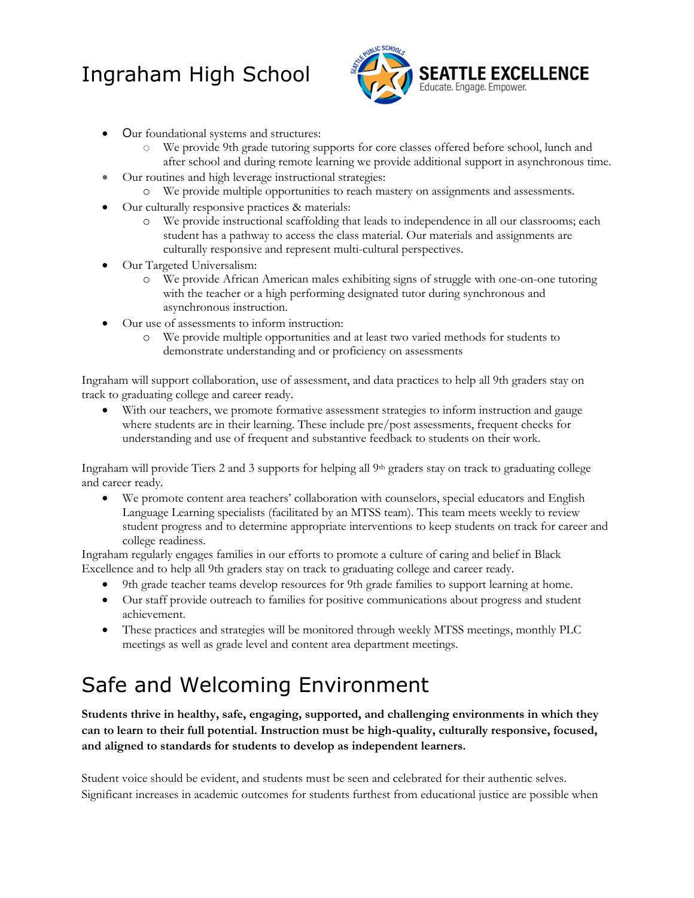- Our foundational systems and structures:
  - We provide 9th grade tutoring supports for core classes offered before school, lunch and after school and during remote learning we provide additional support in asynchronous time.
- Our routines and high leverage instructional strategies:
  - We provide multiple opportunities to reach mastery on assignments and assessments.
- Our culturally responsive practices & materials:
  - We provide instructional scaffolding that leads to independence in all our classrooms; each student has a pathway to access the class material. Our materials and assignments are culturally responsive and represent multi-cultural perspectives.
- Our Targeted Universalism:
  - We provide African American males exhibiting signs of struggle with one-on-one tutoring with the teacher or a high performing designated tutor during synchronous and asynchronous instruction.
- Our use of assessments to inform instruction:
  - We provide multiple opportunities and at least two varied methods for students to demonstrate understanding and or proficiency on assessments

Ingraham will support collaboration, use of assessment, and data practices to help all 9th graders stay on track to graduating college and career ready.

- With our teachers, we promote formative assessment strategies to inform instruction and gauge where students are in their learning. These include pre/post assessments, frequent checks for understanding and use of frequent and substantive feedback to students on their work.

Ingraham will provide Tiers 2 and 3 supports for helping all 9th graders stay on track to graduating college and career ready.

- We promote content area teachers' collaboration with counselors, special educators and English Language Learning specialists (facilitated by an MTSS team). This team meets weekly to review student progress and to determine appropriate interventions to keep students on track for career and college readiness.

Ingraham regularly engages families in our efforts to promote a culture of caring and belief in Black Excellence and to help all 9th graders stay on track to graduating college and career ready.

- 9th grade teacher teams develop resources for 9th grade families to support learning at home.
- Our staff provide outreach to families for positive communications about progress and student achievement.
- These practices and strategies will be monitored through weekly MTSS meetings, monthly PLC meetings as well as grade level and content area department meetings.

# Safe and Welcoming Environment

**Students thrive in healthy, safe, engaging, supported, and challenging environments in which they can to learn to their full potential. Instruction must be high-quality, culturally responsive, focused, and aligned to standards for students to develop as independent learners.**

Student voice should be evident, and students must be seen and celebrated for their authentic selves. Significant increases in academic outcomes for students furthest from educational justice are possible when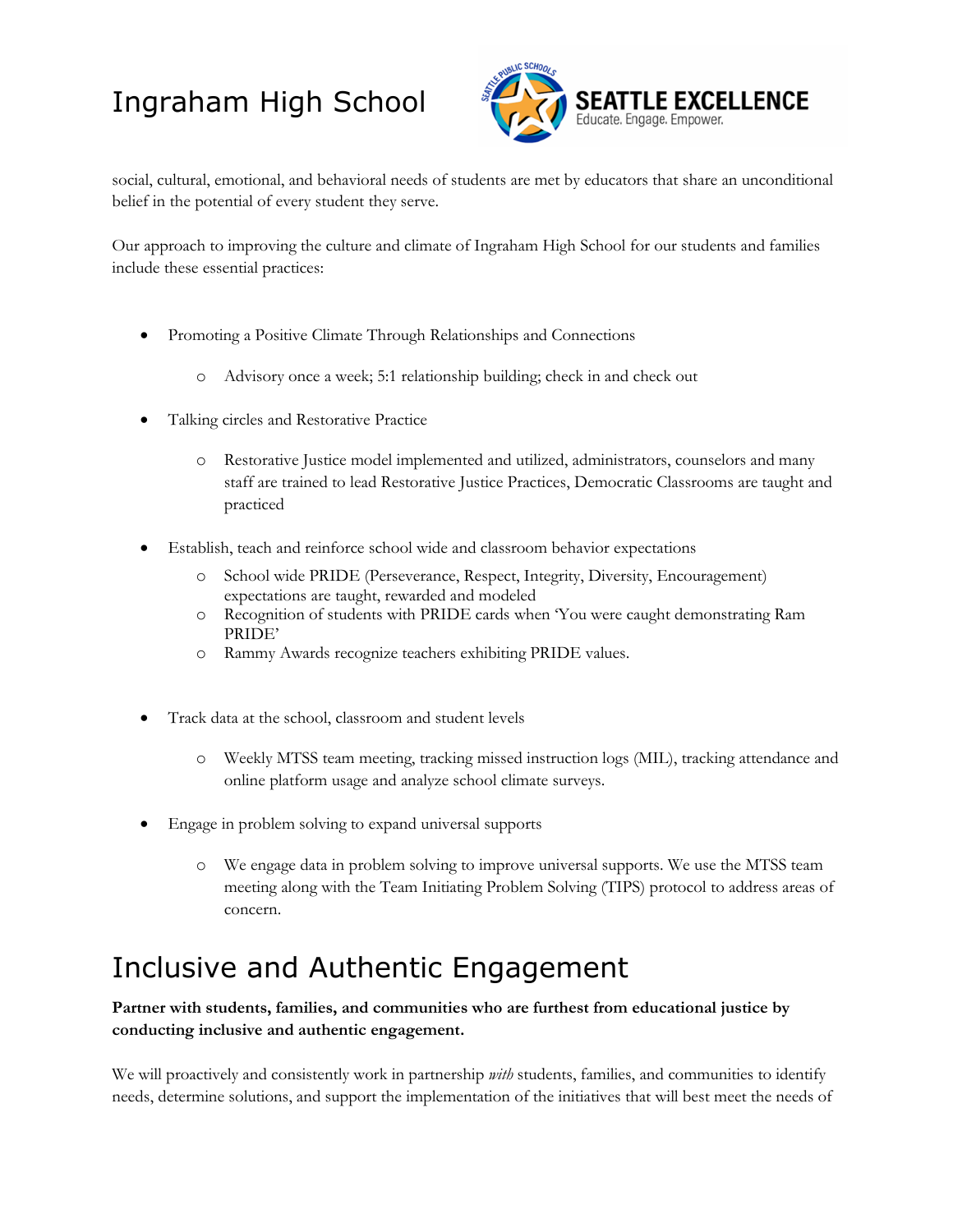social, cultural, emotional, and behavioral needs of students are met by educators that share an unconditional belief in the potential of every student they serve.

Our approach to improving the culture and climate of Ingraham High School for our students and families include these essential practices:

- Promoting a Positive Climate Through Relationships and Connections
  - Advisory once a week; 5:1 relationship building; check in and check out
- Talking circles and Restorative Practice
  - Restorative Justice model implemented and utilized, administrators, counselors and many staff are trained to lead Restorative Justice Practices, Democratic Classrooms are taught and practiced
- Establish, teach and reinforce school wide and classroom behavior expectations
  - School wide PRIDE (Perseverance, Respect, Integrity, Diversity, Encouragement) expectations are taught, rewarded and modeled
  - Recognition of students with PRIDE cards when 'You were caught demonstrating Ram PRIDE'
  - Rammy Awards recognize teachers exhibiting PRIDE values.
- Track data at the school, classroom and student levels
  - Weekly MTSS team meeting, tracking missed instruction logs (MIL), tracking attendance and online platform usage and analyze school climate surveys.
- Engage in problem solving to expand universal supports
  - We engage data in problem solving to improve universal supports. We use the MTSS team meeting along with the Team Initiating Problem Solving (TIPS) protocol to address areas of concern.

# Inclusive and Authentic Engagement

**Partner with students, families, and communities who are furthest from educational justice by conducting inclusive and authentic engagement.**

We will proactively and consistently work in partnership *with* students, families, and communities to identify needs, determine solutions, and support the implementation of the initiatives that will best meet the needs of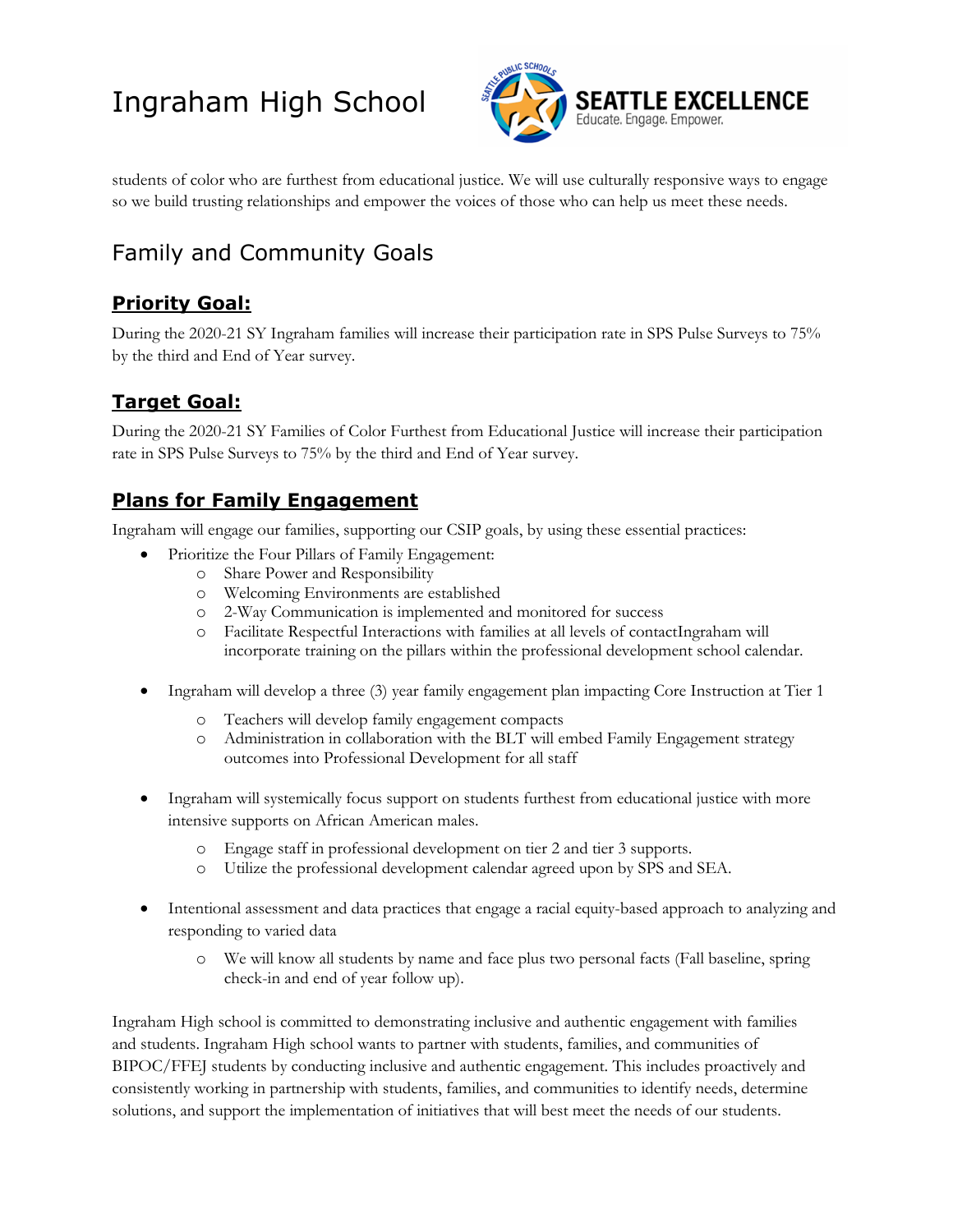students of color who are furthest from educational justice. We will use culturally responsive ways to engage so we build trusting relationships and empower the voices of those who can help us meet these needs.

## Family and Community Goals

### Priority Goal:

During the 2020-21 SY Ingraham families will increase their participation rate in SPS Pulse Surveys to 75% by the third and End of Year survey.

### Target Goal:

During the 2020-21 SY Families of Color Furthest from Educational Justice will increase their participation rate in SPS Pulse Surveys to 75% by the third and End of Year survey.

### Plans for Family Engagement

Ingraham will engage our families, supporting our CSIP goals, by using these essential practices:

- Prioritize the Four Pillars of Family Engagement:
  - Share Power and Responsibility
  - Welcoming Environments are established
  - 2-Way Communication is implemented and monitored for success
  - Facilitate Respectful Interactions with families at all levels of contactIngraham will incorporate training on the pillars within the professional development school calendar.
- Ingraham will develop a three (3) year family engagement plan impacting Core Instruction at Tier 1
  - Teachers will develop family engagement compacts
  - Administration in collaboration with the BLT will embed Family Engagement strategy outcomes into Professional Development for all staff
- Ingraham will systemically focus support on students furthest from educational justice with more intensive supports on African American males.
  - Engage staff in professional development on tier 2 and tier 3 supports.
  - Utilize the professional development calendar agreed upon by SPS and SEA.
- Intentional assessment and data practices that engage a racial equity-based approach to analyzing and responding to varied data
  - We will know all students by name and face plus two personal facts (Fall baseline, spring check-in and end of year follow up).

Ingraham High school is committed to demonstrating inclusive and authentic engagement with families and students. Ingraham High school wants to partner with students, families, and communities of BIPOC/FFEJ students by conducting inclusive and authentic engagement. This includes proactively and consistently working in partnership with students, families, and communities to identify needs, determine solutions, and support the implementation of initiatives that will best meet the needs of our students.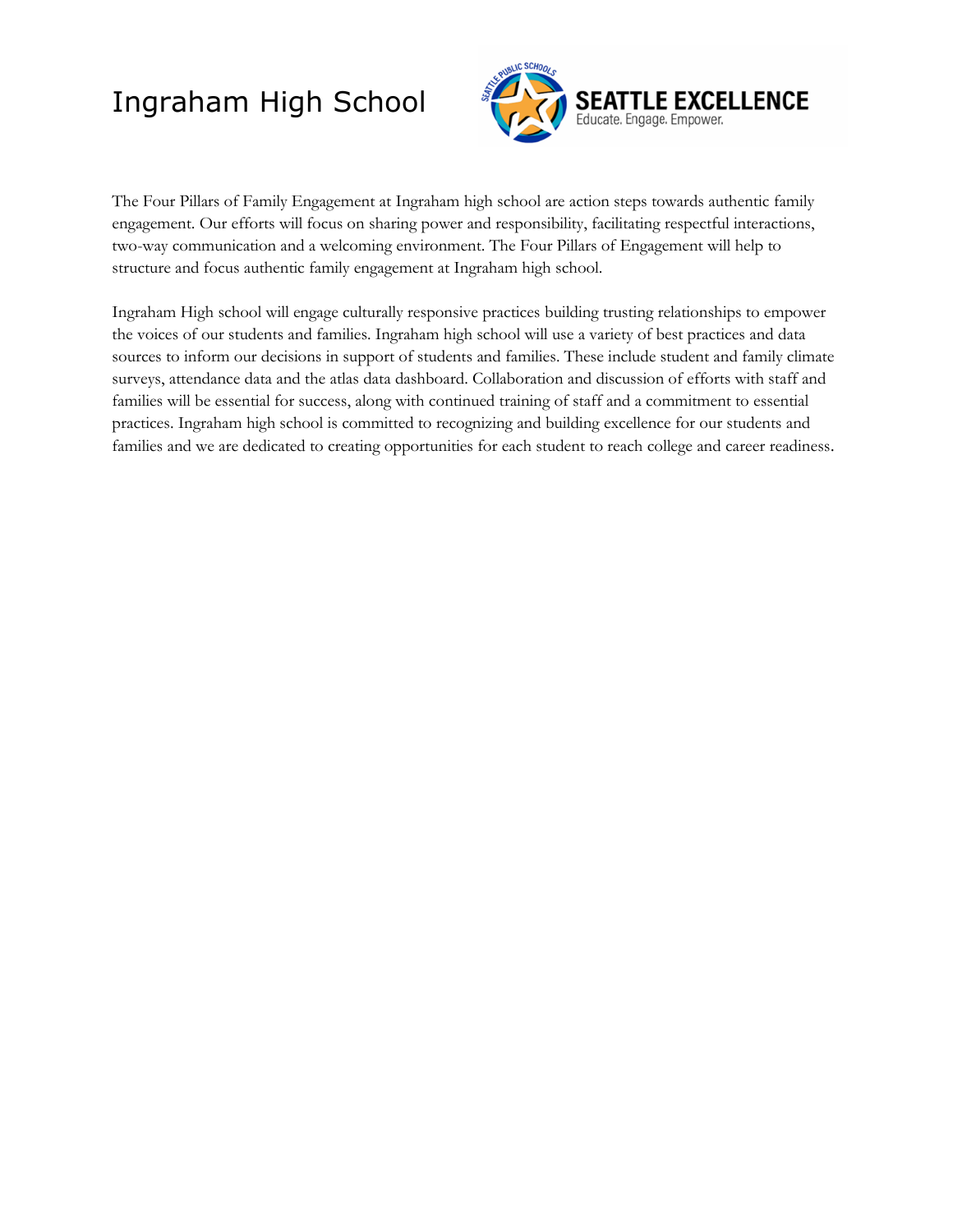# Ingraham High School

The Four Pillars of Family Engagement at Ingraham high school are action steps towards authentic family engagement. Our efforts will focus on sharing power and responsibility, facilitating respectful interactions, two-way communication and a welcoming environment. The Four Pillars of Engagement will help to structure and focus authentic family engagement at Ingraham high school.

Ingraham High school will engage culturally responsive practices building trusting relationships to empower the voices of our students and families. Ingraham high school will use a variety of best practices and data sources to inform our decisions in support of students and families. These include student and family climate surveys, attendance data and the atlas data dashboard. Collaboration and discussion of efforts with staff and families will be essential for success, along with continued training of staff and a commitment to essential practices. Ingraham high school is committed to recognizing and building excellence for our students and families and we are dedicated to creating opportunities for each student to reach college and career readiness.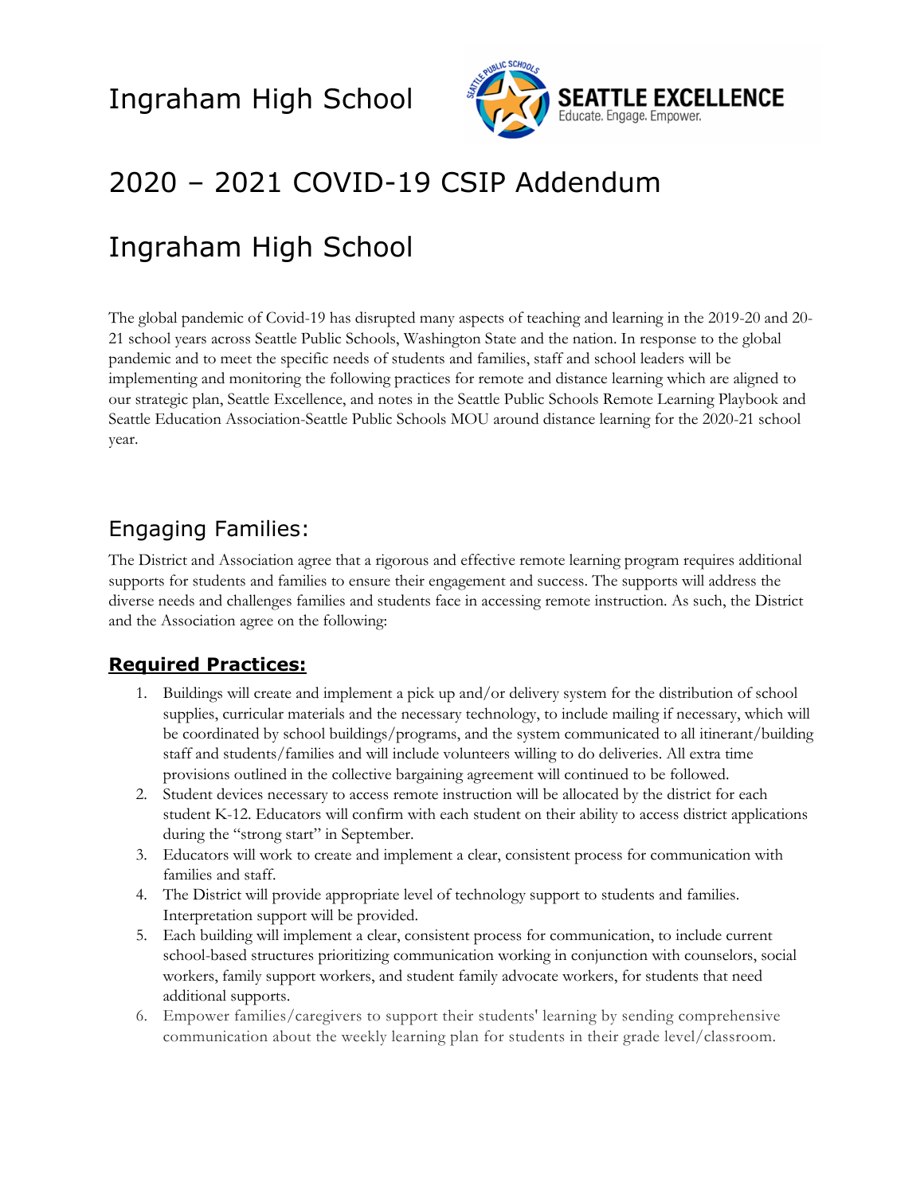Ingraham High School

# 2020 – 2021 COVID-19 CSIP Addendum

# Ingraham High School

The global pandemic of Covid-19 has disrupted many aspects of teaching and learning in the 2019-20 and 20-21 school years across Seattle Public Schools, Washington State and the nation. In response to the global pandemic and to meet the specific needs of students and families, staff and school leaders will be implementing and monitoring the following practices for remote and distance learning which are aligned to our strategic plan, Seattle Excellence, and notes in the Seattle Public Schools Remote Learning Playbook and Seattle Education Association-Seattle Public Schools MOU around distance learning for the 2020-21 school year.

## Engaging Families:

The District and Association agree that a rigorous and effective remote learning program requires additional supports for students and families to ensure their engagement and success. The supports will address the diverse needs and challenges families and students face in accessing remote instruction. As such, the District and the Association agree on the following:

### Required Practices:

1. Buildings will create and implement a pick up and/or delivery system for the distribution of school supplies, curricular materials and the necessary technology, to include mailing if necessary, which will be coordinated by school buildings/programs, and the system communicated to all itinerant/building staff and students/families and will include volunteers willing to do deliveries. All extra time provisions outlined in the collective bargaining agreement will continued to be followed.
2. Student devices necessary to access remote instruction will be allocated by the district for each student K-12. Educators will confirm with each student on their ability to access district applications during the "strong start" in September.
3. Educators will work to create and implement a clear, consistent process for communication with families and staff.
4. The District will provide appropriate level of technology support to students and families. Interpretation support will be provided.
5. Each building will implement a clear, consistent process for communication, to include current school-based structures prioritizing communication working in conjunction with counselors, social workers, family support workers, and student family advocate workers, for students that need additional supports.
6. Empower families/caregivers to support their students' learning by sending comprehensive communication about the weekly learning plan for students in their grade level/classroom.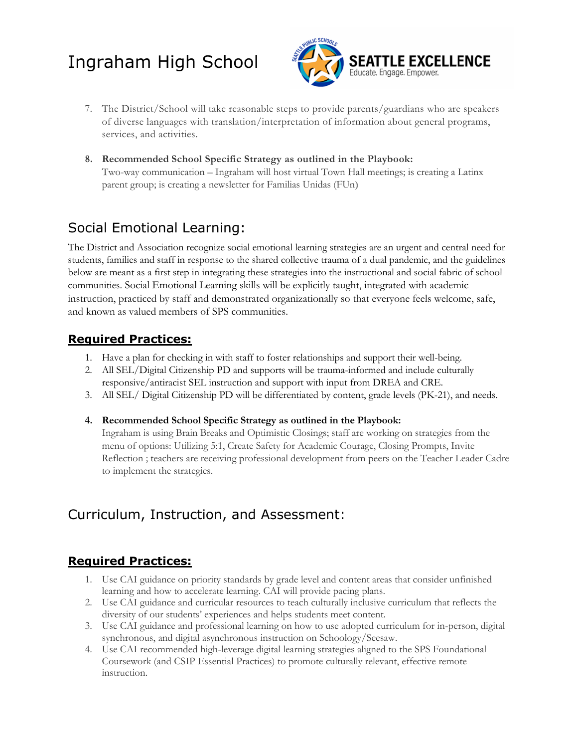7. The District/School will take reasonable steps to provide parents/guardians who are speakers of diverse languages with translation/interpretation of information about general programs, services, and activities.

8. **Recommended School Specific Strategy as outlined in the Playbook:**
   Two-way communication – Ingraham will host virtual Town Hall meetings; is creating a Latinx parent group; is creating a newsletter for Familias Unidas (FUn)

## Social Emotional Learning:

The District and Association recognize social emotional learning strategies are an urgent and central need for students, families and staff in response to the shared collective trauma of a dual pandemic, and the guidelines below are meant as a first step in integrating these strategies into the instructional and social fabric of school communities. Social Emotional Learning skills will be explicitly taught, integrated with academic instruction, practiced by staff and demonstrated organizationally so that everyone feels welcome, safe, and known as valued members of SPS communities.

### Required Practices:

1. Have a plan for checking in with staff to foster relationships and support their well-being.
2. All SEL/Digital Citizenship PD and supports will be trauma-informed and include culturally responsive/antiracist SEL instruction and support with input from DREA and CRE.
3. All SEL/ Digital Citizenship PD will be differentiated by content, grade levels (PK-21), and needs.

4. **Recommended School Specific Strategy as outlined in the Playbook:**
   Ingraham is using Brain Breaks and Optimistic Closings; staff are working on strategies from the menu of options: Utilizing 5:1, Create Safety for Academic Courage, Closing Prompts, Invite Reflection ; teachers are receiving professional development from peers on the Teacher Leader Cadre to implement the strategies.

## Curriculum, Instruction, and Assessment:

### Required Practices:

1. Use CAI guidance on priority standards by grade level and content areas that consider unfinished learning and how to accelerate learning. CAI will provide pacing plans.
2. Use CAI guidance and curricular resources to teach culturally inclusive curriculum that reflects the diversity of our students' experiences and helps students meet content.
3. Use CAI guidance and professional learning on how to use adopted curriculum for in-person, digital synchronous, and digital asynchronous instruction on Schoology/Seesaw.
4. Use CAI recommended high-leverage digital learning strategies aligned to the SPS Foundational Coursework (and CSIP Essential Practices) to promote culturally relevant, effective remote instruction.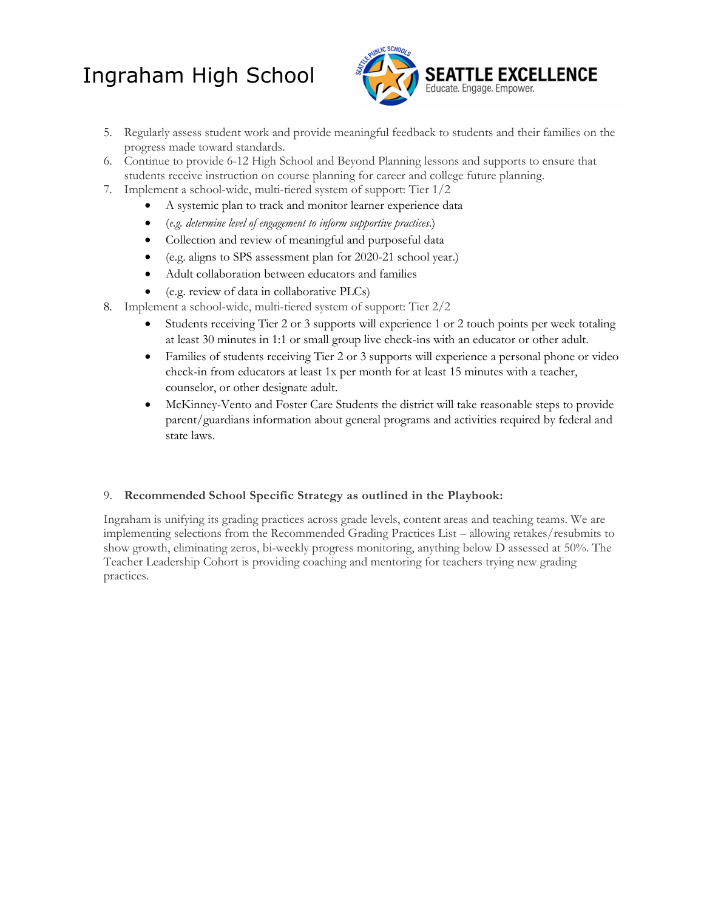5. Regularly assess student work and provide meaningful feedback to students and their families on the progress made toward standards.
6. Continue to provide 6-12 High School and Beyond Planning lessons and supports to ensure that students receive instruction on course planning for career and college future planning.
7. Implement a school-wide, multi-tiered system of support: Tier 1/2
   - A systemic plan to track and monitor learner experience data
   - (*e.g. determine level of engagement to inform supportive practices.*)
   - Collection and review of meaningful and purposeful data
   - (e.g. aligns to SPS assessment plan for 2020-21 school year.)
   - Adult collaboration between educators and families
   - (e.g. review of data in collaborative PLCs)
8. Implement a school-wide, multi-tiered system of support: Tier 2/2
   - Students receiving Tier 2 or 3 supports will experience 1 or 2 touch points per week totaling at least 30 minutes in 1:1 or small group live check-ins with an educator or other adult.
   - Families of students receiving Tier 2 or 3 supports will experience a personal phone or video check-in from educators at least 1x per month for at least 15 minutes with a teacher, counselor, or other designate adult.
   - McKinney-Vento and Foster Care Students the district will take reasonable steps to provide parent/guardians information about general programs and activities required by federal and state laws.

9. **Recommended School Specific Strategy as outlined in the Playbook:**

Ingraham is unifying its grading practices across grade levels, content areas and teaching teams. We are implementing selections from the Recommended Grading Practices List – allowing retakes/resubmits to show growth, eliminating zeros, bi-weekly progress monitoring, anything below D assessed at 50%. The Teacher Leadership Cohort is providing coaching and mentoring for teachers trying new grading practices.